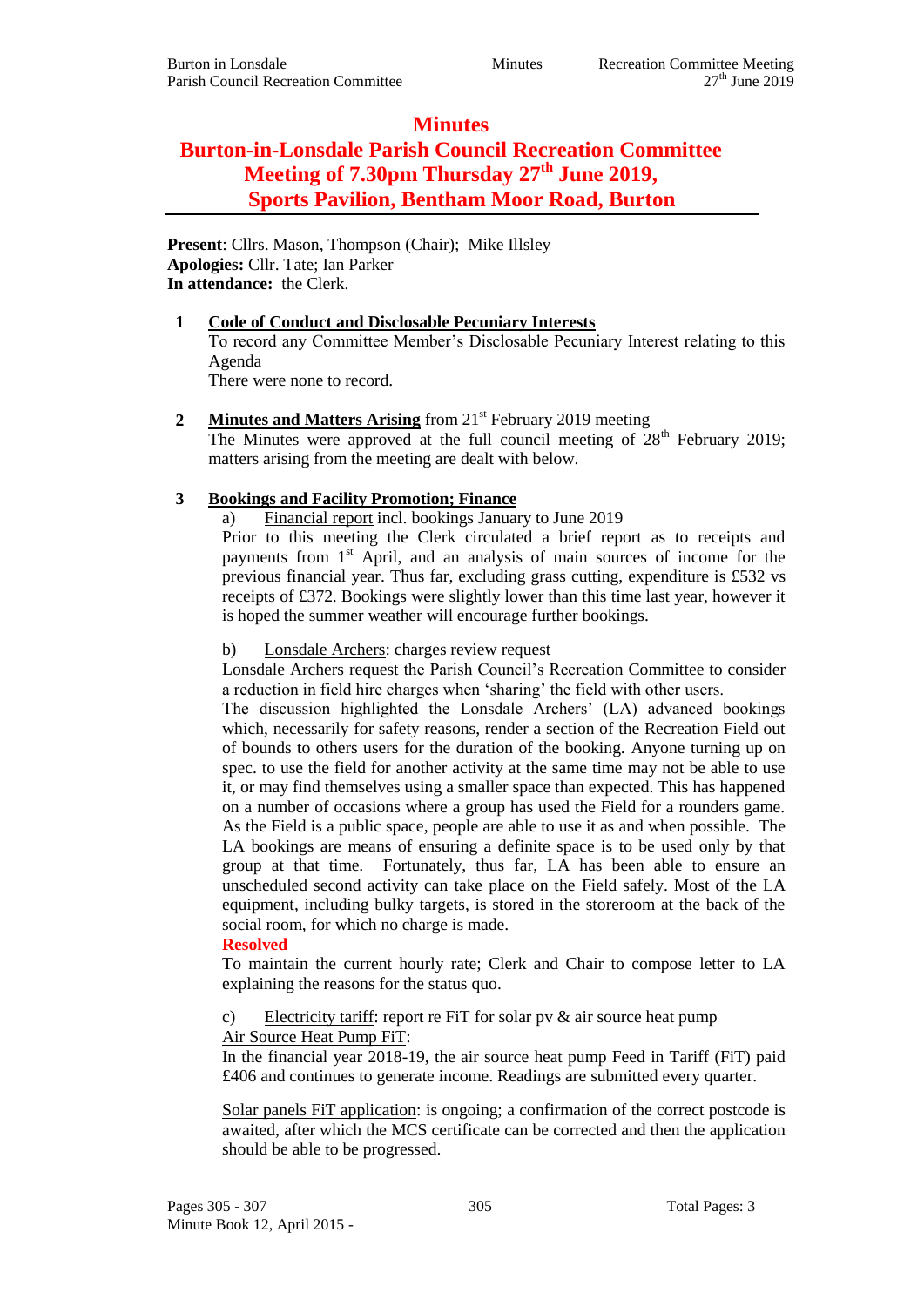# Minutes

# Burton-in-Lonsdale Parish Council Recreation Committee Meeting of 7.30pm Thursday 27th June 2019, Sports Pavilion, Bentham Moor Road, Burton

**Present**: Cllrs. Mason, Thompson (Chair); Mike Illsley
**Apologies:** Cllr. Tate; Ian Parker
**In attendance:** the Clerk.

**1 Code of Conduct and Disclosable Pecuniary Interests**

To record any Committee Member's Disclosable Pecuniary Interest relating to this Agenda

There were none to record.

**2 Minutes and Matters Arising** from 21st February 2019 meeting

The Minutes were approved at the full council meeting of 28th February 2019; matters arising from the meeting are dealt with below.

**3 Bookings and Facility Promotion; Finance**

a) Financial report incl. bookings January to June 2019

Prior to this meeting the Clerk circulated a brief report as to receipts and payments from 1st April, and an analysis of main sources of income for the previous financial year. Thus far, excluding grass cutting, expenditure is £532 vs receipts of £372. Bookings were slightly lower than this time last year, however it is hoped the summer weather will encourage further bookings.

b) Lonsdale Archers: charges review request

Lonsdale Archers request the Parish Council's Recreation Committee to consider a reduction in field hire charges when 'sharing' the field with other users.

The discussion highlighted the Lonsdale Archers' (LA) advanced bookings which, necessarily for safety reasons, render a section of the Recreation Field out of bounds to others users for the duration of the booking. Anyone turning up on spec. to use the field for another activity at the same time may not be able to use it, or may find themselves using a smaller space than expected. This has happened on a number of occasions where a group has used the Field for a rounders game. As the Field is a public space, people are able to use it as and when possible. The LA bookings are means of ensuring a definite space is to be used only by that group at that time. Fortunately, thus far, LA has been able to ensure an unscheduled second activity can take place on the Field safely. Most of the LA equipment, including bulky targets, is stored in the storeroom at the back of the social room, for which no charge is made.

**Resolved**

To maintain the current hourly rate; Clerk and Chair to compose letter to LA explaining the reasons for the status quo.

c) Electricity tariff: report re FiT for solar pv & air source heat pump

Air Source Heat Pump FiT:

In the financial year 2018-19, the air source heat pump Feed in Tariff (FiT) paid £406 and continues to generate income. Readings are submitted every quarter.

Solar panels FiT application: is ongoing; a confirmation of the correct postcode is awaited, after which the MCS certificate can be corrected and then the application should be able to be progressed.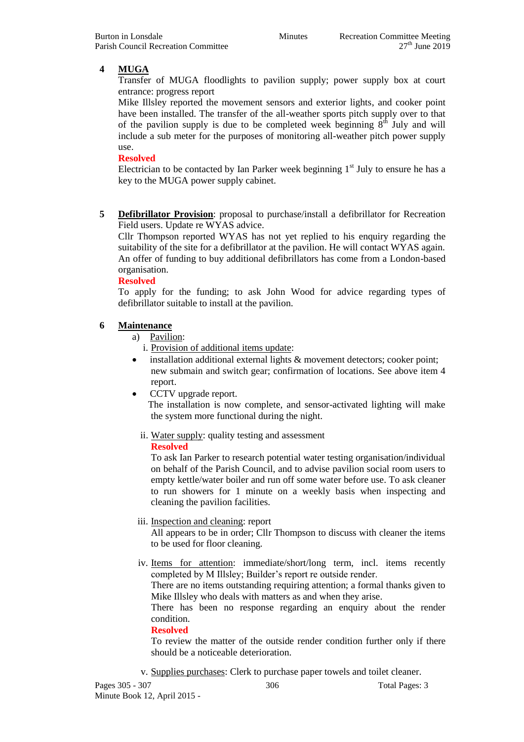**4 MUGA**

Transfer of MUGA floodlights to pavilion supply; power supply box at court entrance: progress report

Mike Illsley reported the movement sensors and exterior lights, and cooker point have been installed. The transfer of the all-weather sports pitch supply over to that of the pavilion supply is due to be completed week beginning 8th July and will include a sub meter for the purposes of monitoring all-weather pitch power supply use.

**Resolved**

Electrician to be contacted by Ian Parker week beginning 1st July to ensure he has a key to the MUGA power supply cabinet.

**5 Defibrillator Provision**: proposal to purchase/install a defibrillator for Recreation Field users. Update re WYAS advice.

Cllr Thompson reported WYAS has not yet replied to his enquiry regarding the suitability of the site for a defibrillator at the pavilion. He will contact WYAS again. An offer of funding to buy additional defibrillators has come from a London-based organisation.

**Resolved**

To apply for the funding; to ask John Wood for advice regarding types of defibrillator suitable to install at the pavilion.

**6 Maintenance**

a) Pavilion:

i. Provision of additional items update:

- installation additional external lights & movement detectors; cooker point; new submain and switch gear; confirmation of locations. See above item 4 report.
- CCTV upgrade report.
  The installation is now complete, and sensor-activated lighting will make the system more functional during the night.

ii. Water supply: quality testing and assessment

**Resolved**

To ask Ian Parker to research potential water testing organisation/individual on behalf of the Parish Council, and to advise pavilion social room users to empty kettle/water boiler and run off some water before use. To ask cleaner to run showers for 1 minute on a weekly basis when inspecting and cleaning the pavilion facilities.

iii. Inspection and cleaning: report

All appears to be in order; Cllr Thompson to discuss with cleaner the items to be used for floor cleaning.

iv. Items for attention: immediate/short/long term, incl. items recently completed by M Illsley; Builder's report re outside render.

There are no items outstanding requiring attention; a formal thanks given to Mike Illsley who deals with matters as and when they arise.

There has been no response regarding an enquiry about the render condition.

**Resolved**

To review the matter of the outside render condition further only if there should be a noticeable deterioration.

v. Supplies purchases: Clerk to purchase paper towels and toilet cleaner.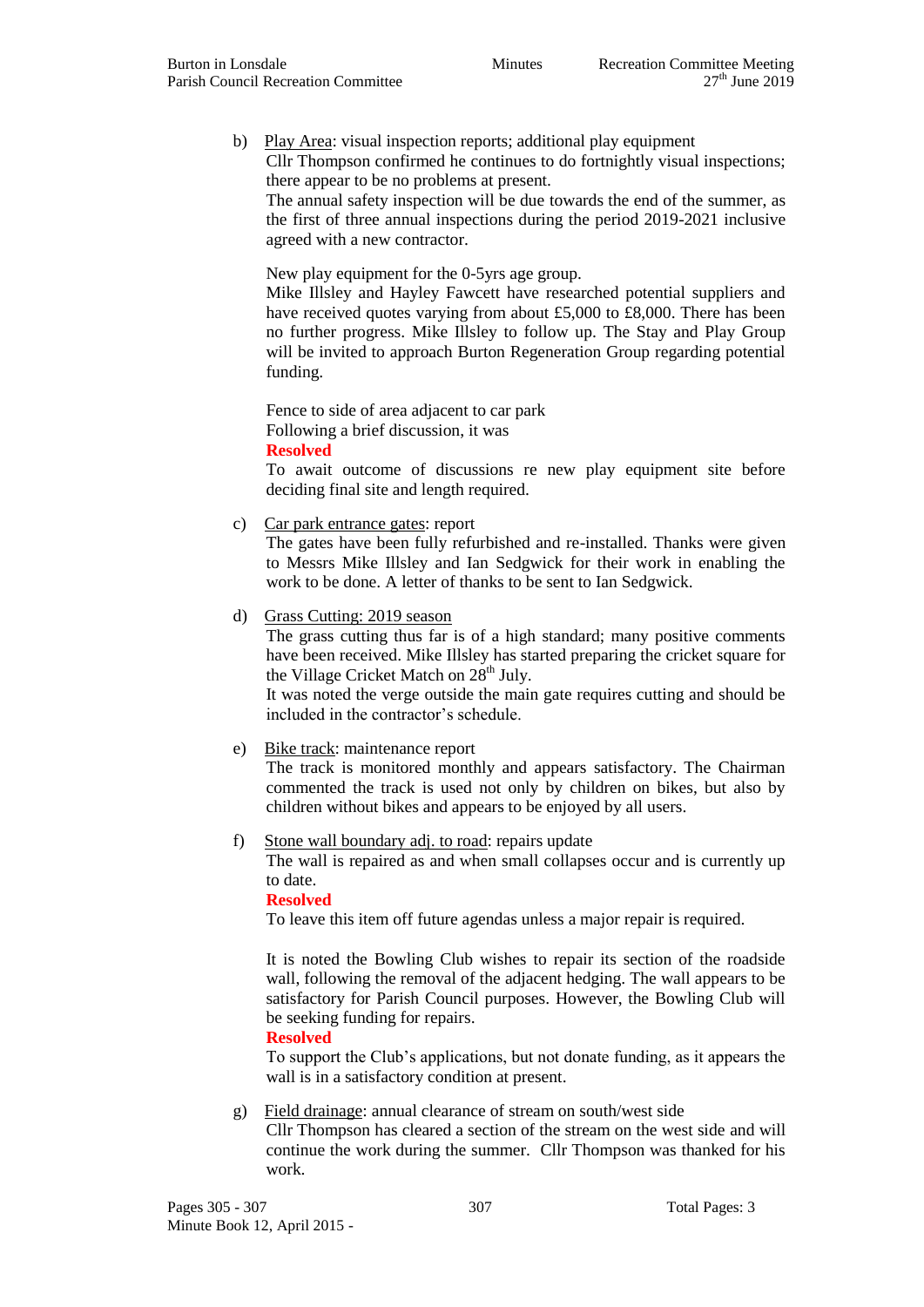b) Play Area: visual inspection reports; additional play equipment
   Cllr Thompson confirmed he continues to do fortnightly visual inspections; there appear to be no problems at present.
   The annual safety inspection will be due towards the end of the summer, as the first of three annual inspections during the period 2019-2021 inclusive agreed with a new contractor.

   New play equipment for the 0-5yrs age group.
   Mike Illsley and Hayley Fawcett have researched potential suppliers and have received quotes varying from about £5,000 to £8,000. There has been no further progress. Mike Illsley to follow up. The Stay and Play Group will be invited to approach Burton Regeneration Group regarding potential funding.

   Fence to side of area adjacent to car park
   Following a brief discussion, it was
   **Resolved**
   To await outcome of discussions re new play equipment site before deciding final site and length required.

c) Car park entrance gates: report
   The gates have been fully refurbished and re-installed. Thanks were given to Messrs Mike Illsley and Ian Sedgwick for their work in enabling the work to be done. A letter of thanks to be sent to Ian Sedgwick.

d) Grass Cutting: 2019 season
   The grass cutting thus far is of a high standard; many positive comments have been received. Mike Illsley has started preparing the cricket square for the Village Cricket Match on 28th July.
   It was noted the verge outside the main gate requires cutting and should be included in the contractor's schedule.

e) Bike track: maintenance report
   The track is monitored monthly and appears satisfactory. The Chairman commented the track is used not only by children on bikes, but also by children without bikes and appears to be enjoyed by all users.

f) Stone wall boundary adj. to road: repairs update
   The wall is repaired as and when small collapses occur and is currently up to date.
   **Resolved**
   To leave this item off future agendas unless a major repair is required.

   It is noted the Bowling Club wishes to repair its section of the roadside wall, following the removal of the adjacent hedging. The wall appears to be satisfactory for Parish Council purposes. However, the Bowling Club will be seeking funding for repairs.
   **Resolved**
   To support the Club's applications, but not donate funding, as it appears the wall is in a satisfactory condition at present.

g) Field drainage: annual clearance of stream on south/west side
   Cllr Thompson has cleared a section of the stream on the west side and will continue the work during the summer. Cllr Thompson was thanked for his work.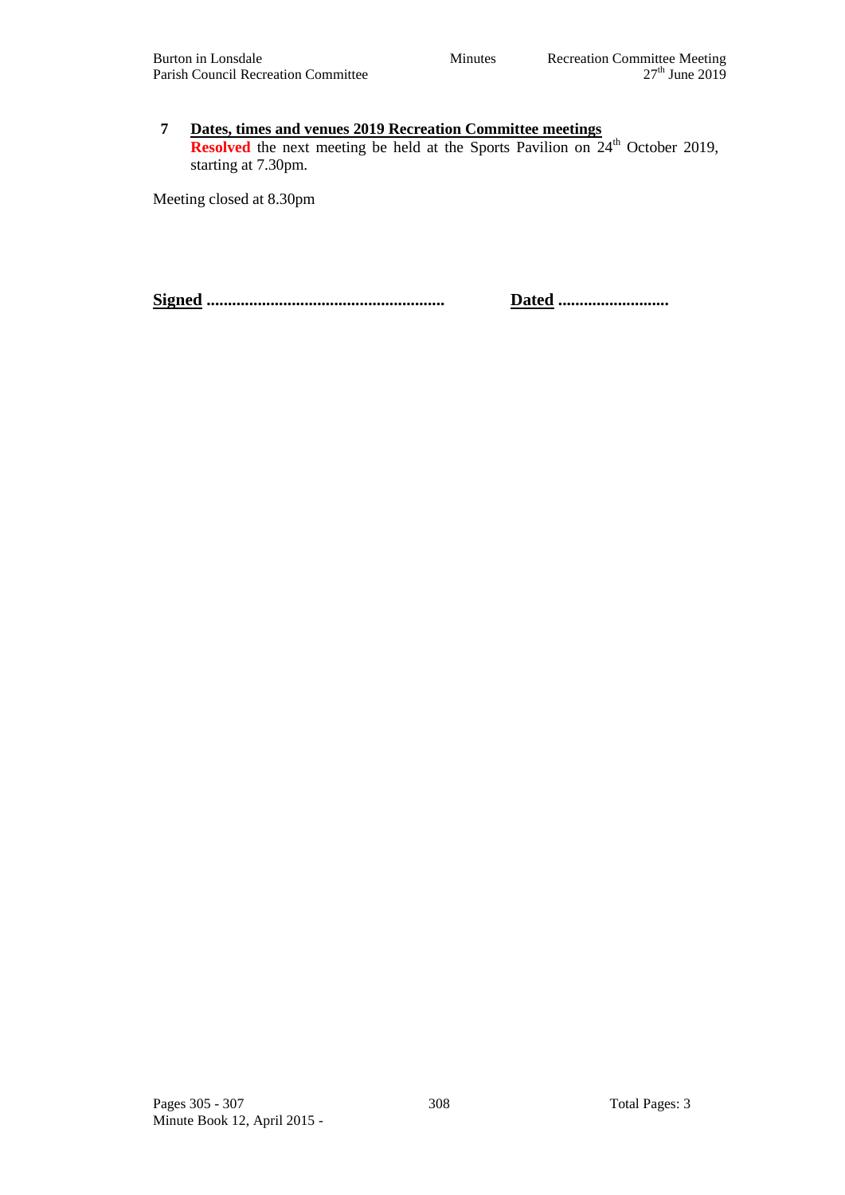**7 Dates, times and venues 2019 Recreation Committee meetings**

**Resolved** the next meeting be held at the Sports Pavilion on 24th October 2019, starting at 7.30pm.

Meeting closed at 8.30pm

**Signed** ........................................................ **Dated** ..........................